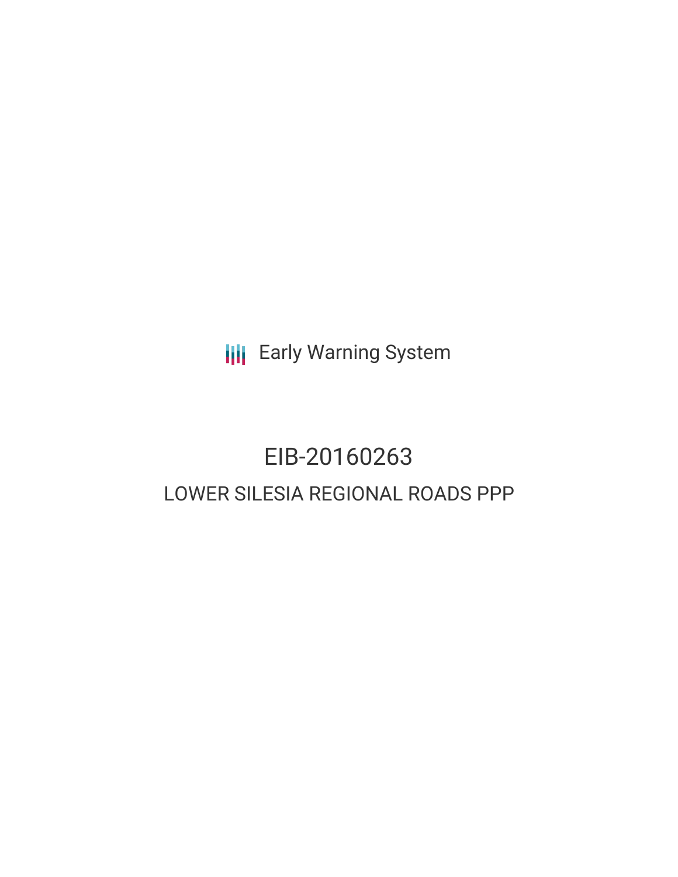Early Warning System

# EIB-20160263

## LOWER SILESIA REGIONAL ROADS PPP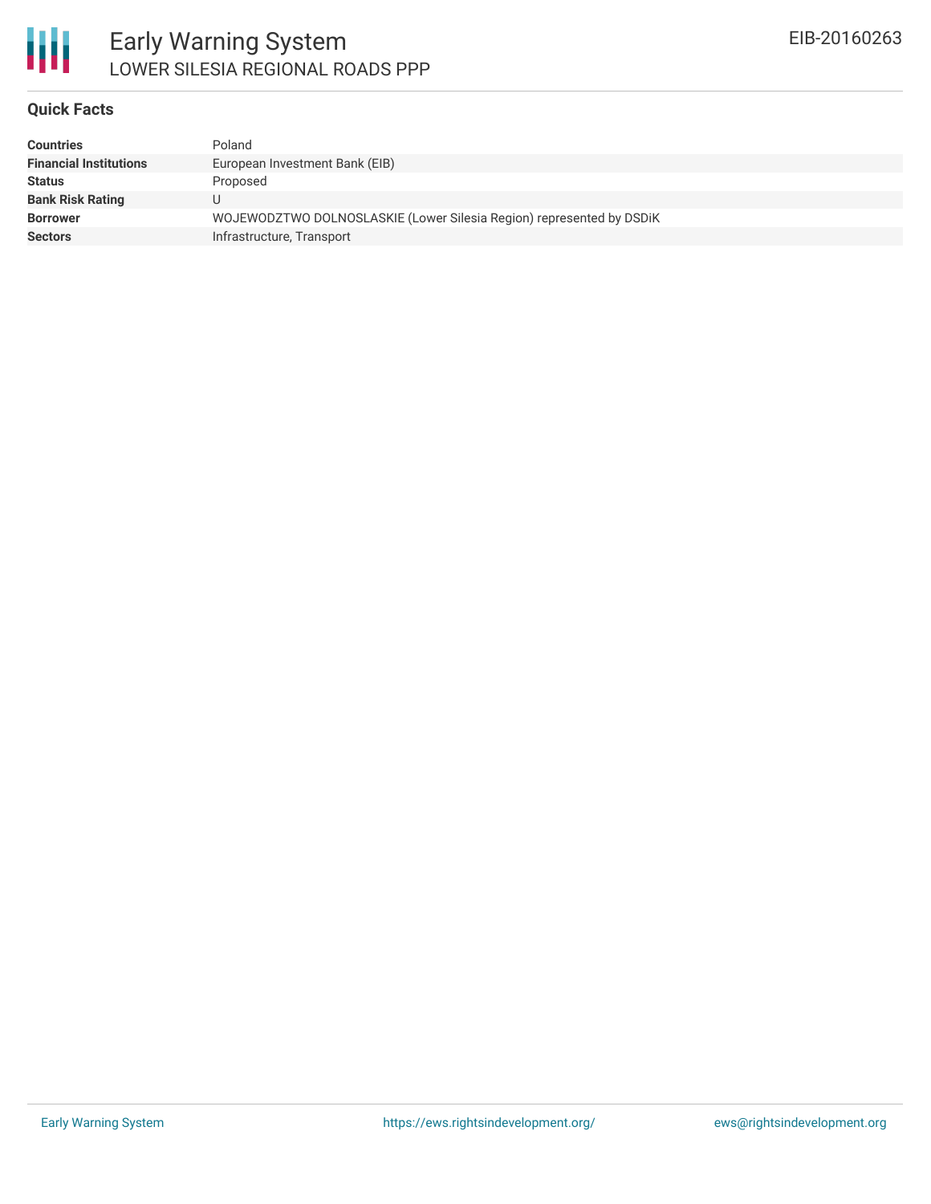# Early Warning System

## LOWER SILESIA REGIONAL ROADS PPP

EIB-20160263

### Quick Facts

| | |
|---|---|
| **Countries** | Poland |
| **Financial Institutions** | European Investment Bank (EIB) |
| **Status** | Proposed |
| **Bank Risk Rating** | U |
| **Borrower** | WOJEWODZTWO DOLNOSLASKIE (Lower Silesia Region) represented by DSDiK |
| **Sectors** | Infrastructure, Transport |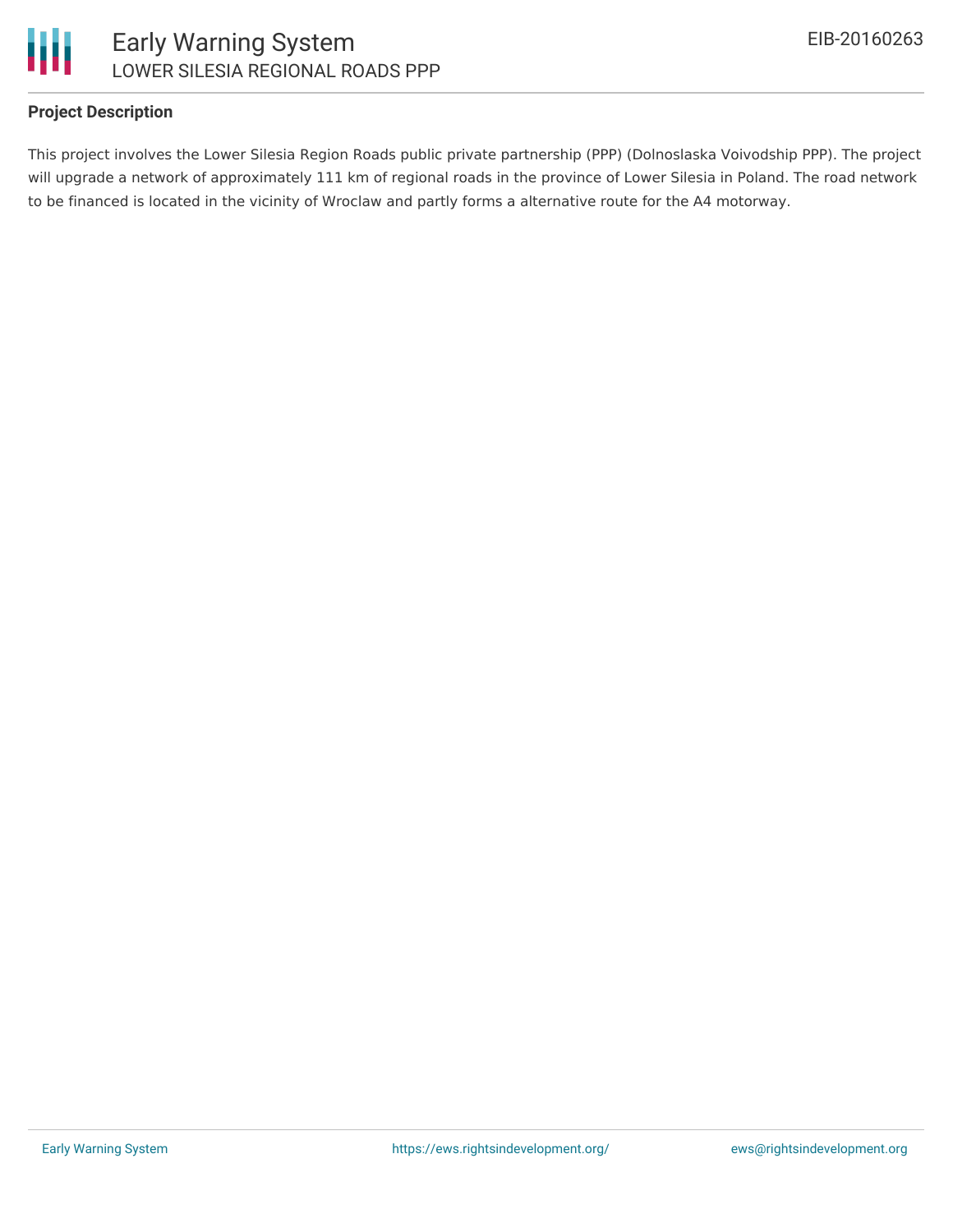**Project Description**

This project involves the Lower Silesia Region Roads public private partnership (PPP) (Dolnoslaska Voivodship PPP). The project will upgrade a network of approximately 111 km of regional roads in the province of Lower Silesia in Poland. The road network to be financed is located in the vicinity of Wroclaw and partly forms a alternative route for the A4 motorway.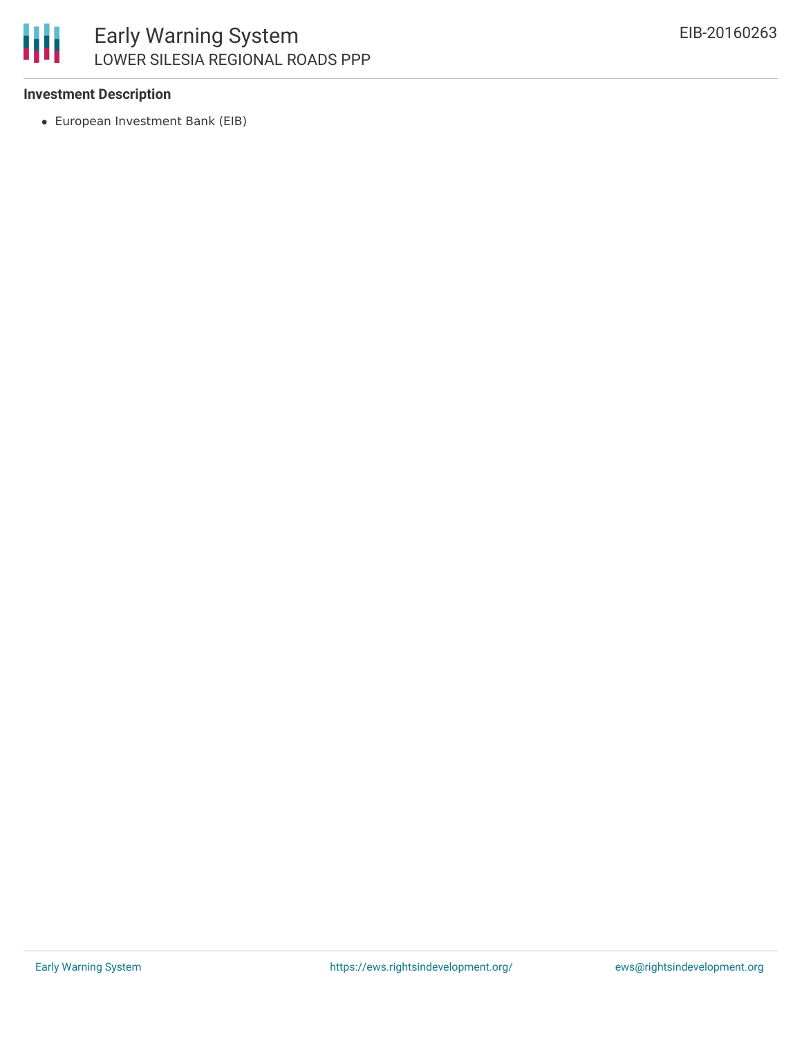### Investment Description

- European Investment Bank (EIB)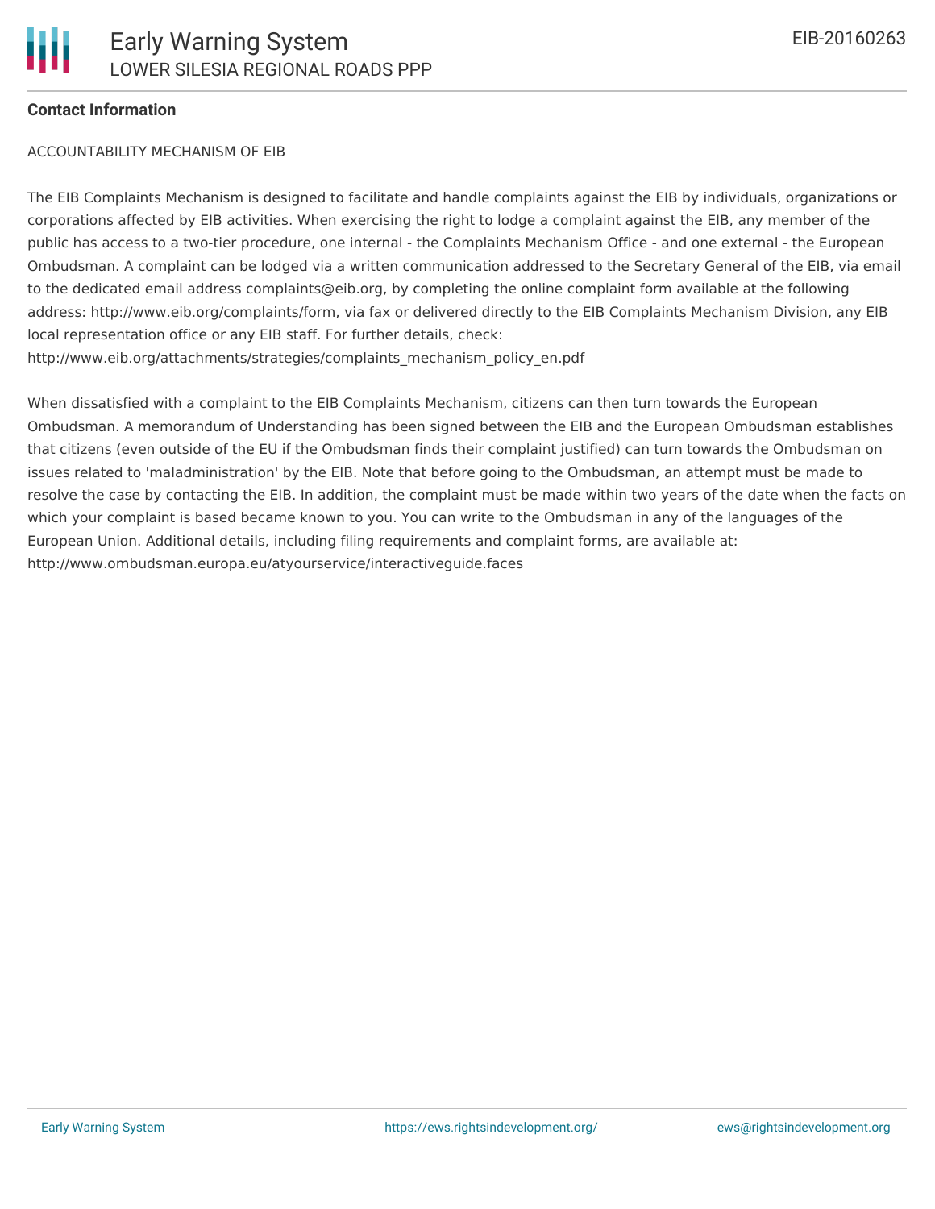**Contact Information**

ACCOUNTABILITY MECHANISM OF EIB

The EIB Complaints Mechanism is designed to facilitate and handle complaints against the EIB by individuals, organizations or corporations affected by EIB activities. When exercising the right to lodge a complaint against the EIB, any member of the public has access to a two-tier procedure, one internal - the Complaints Mechanism Office - and one external - the European Ombudsman. A complaint can be lodged via a written communication addressed to the Secretary General of the EIB, via email to the dedicated email address complaints@eib.org, by completing the online complaint form available at the following address: http://www.eib.org/complaints/form, via fax or delivered directly to the EIB Complaints Mechanism Division, any EIB local representation office or any EIB staff. For further details, check: http://www.eib.org/attachments/strategies/complaints_mechanism_policy_en.pdf

When dissatisfied with a complaint to the EIB Complaints Mechanism, citizens can then turn towards the European Ombudsman. A memorandum of Understanding has been signed between the EIB and the European Ombudsman establishes that citizens (even outside of the EU if the Ombudsman finds their complaint justified) can turn towards the Ombudsman on issues related to 'maladministration' by the EIB. Note that before going to the Ombudsman, an attempt must be made to resolve the case by contacting the EIB. In addition, the complaint must be made within two years of the date when the facts on which your complaint is based became known to you. You can write to the Ombudsman in any of the languages of the European Union. Additional details, including filing requirements and complaint forms, are available at: http://www.ombudsman.europa.eu/atyourservice/interactiveguide.faces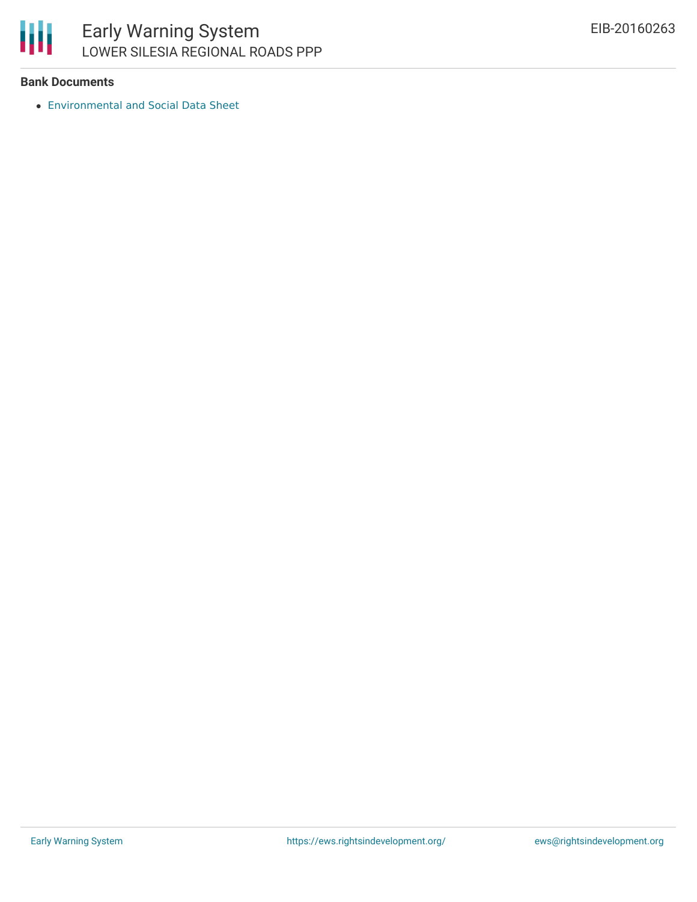**Bank Documents**

- Environmental and Social Data Sheet